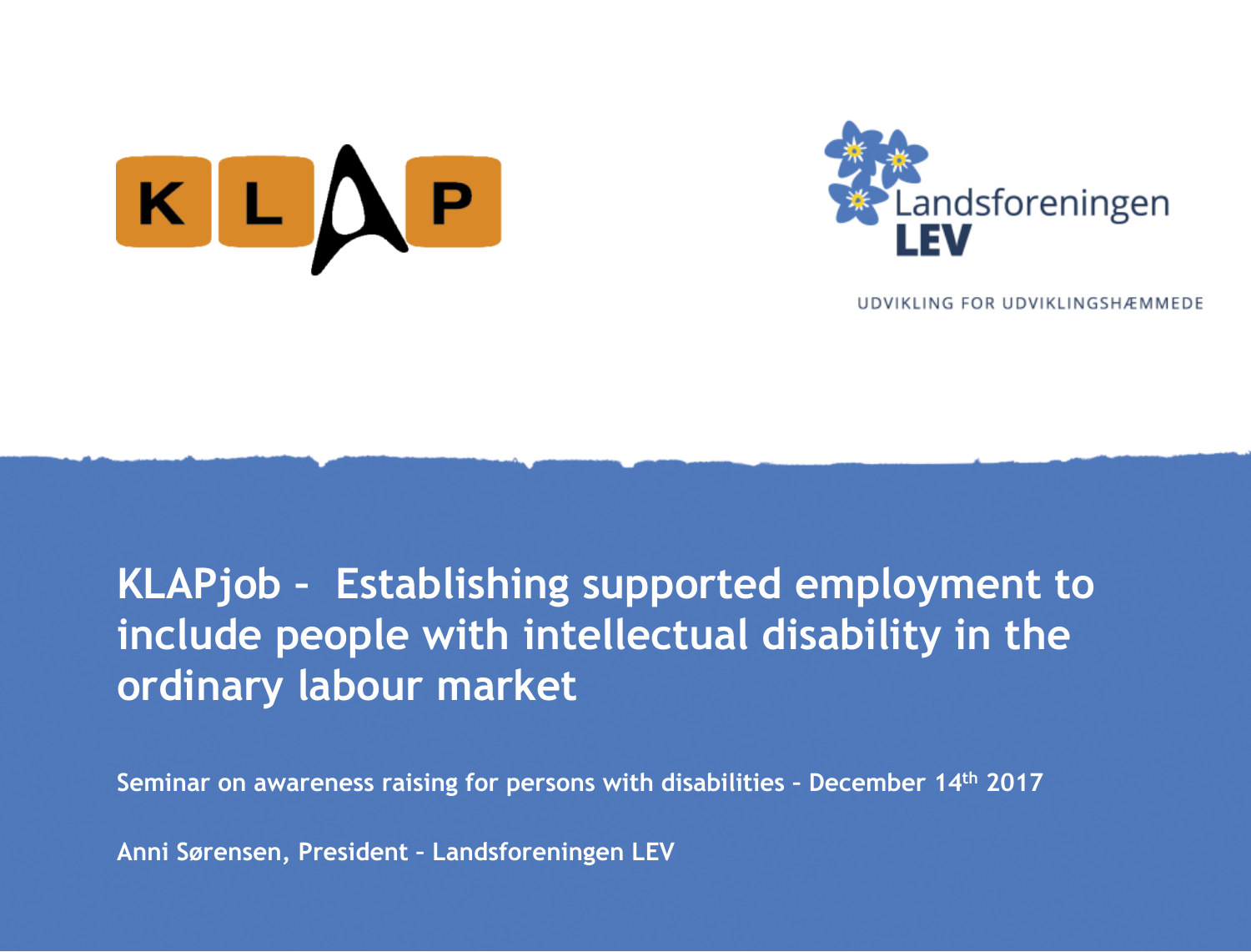KLAP

Landsforeningen LEV

UDVIKLING FOR UDVIKLINGSHÆMMEDE

# KLAPjob – Establishing supported employment to include people with intellectual disability in the ordinary labour market

**Seminar on awareness raising for persons with disabilities – December 14th 2017**

**Anni Sørensen, President – Landsforeningen LEV**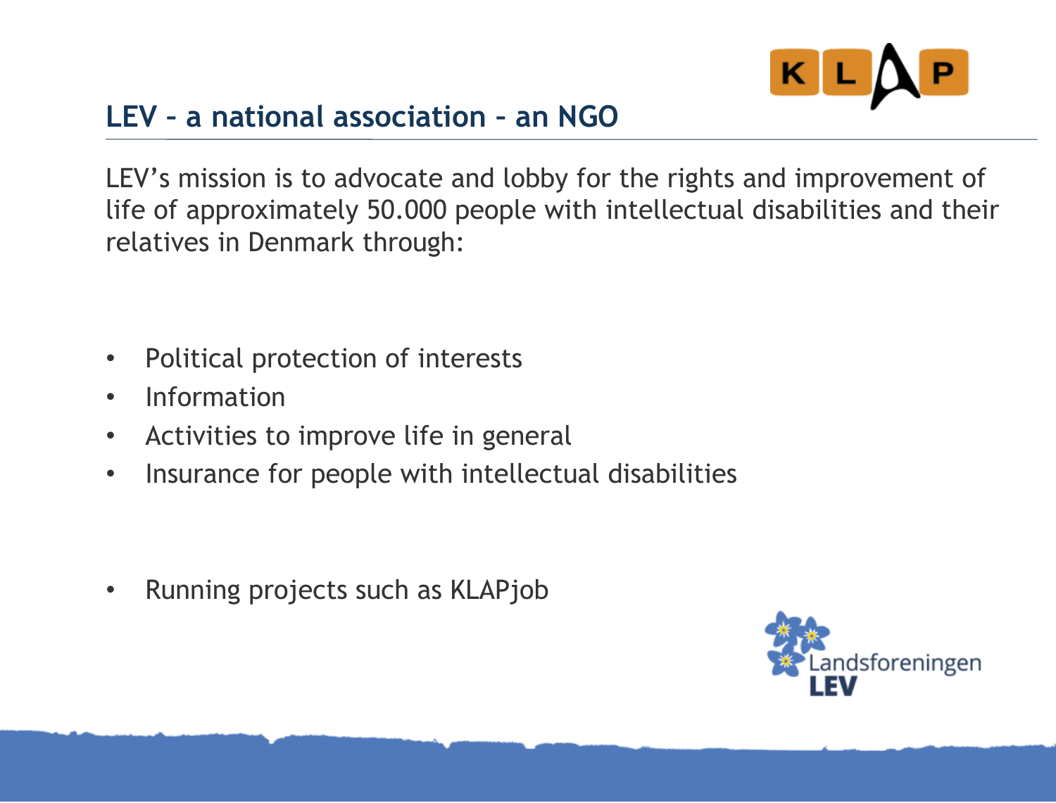## LEV – a national association – an NGO

LEV's mission is to advocate and lobby for the rights and improvement of life of approximately 50.000 people with intellectual disabilities and their relatives in Denmark through:

- Political protection of interests
- Information
- Activities to improve life in general
- Insurance for people with intellectual disabilities

- Running projects such as KLAPjob

Landsforeningen LEV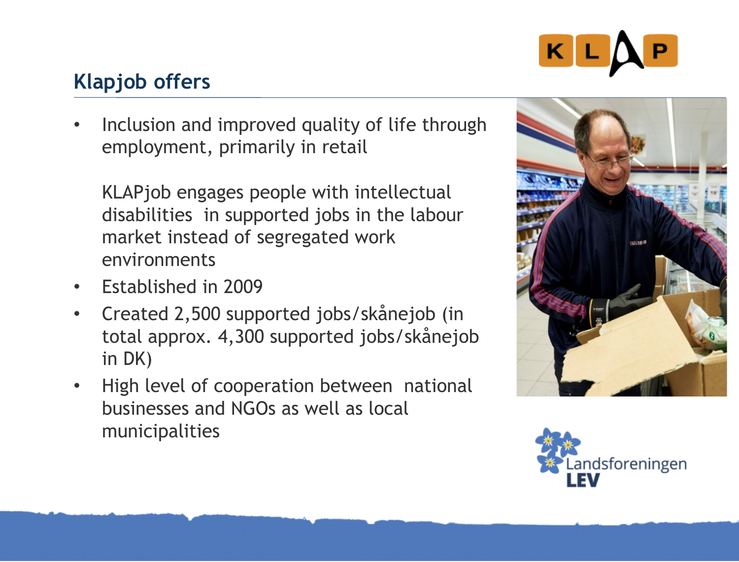## Klapjob offers

- Inclusion and improved quality of life through employment, primarily in retail

  KLAPjob engages people with intellectual disabilities in supported jobs in the labour market instead of segregated work environments
- Established in 2009
- Created 2,500 supported jobs/skånejob (in total approx. 4,300 supported jobs/skånejob in DK)
- High level of cooperation between national businesses and NGOs as well as local municipalities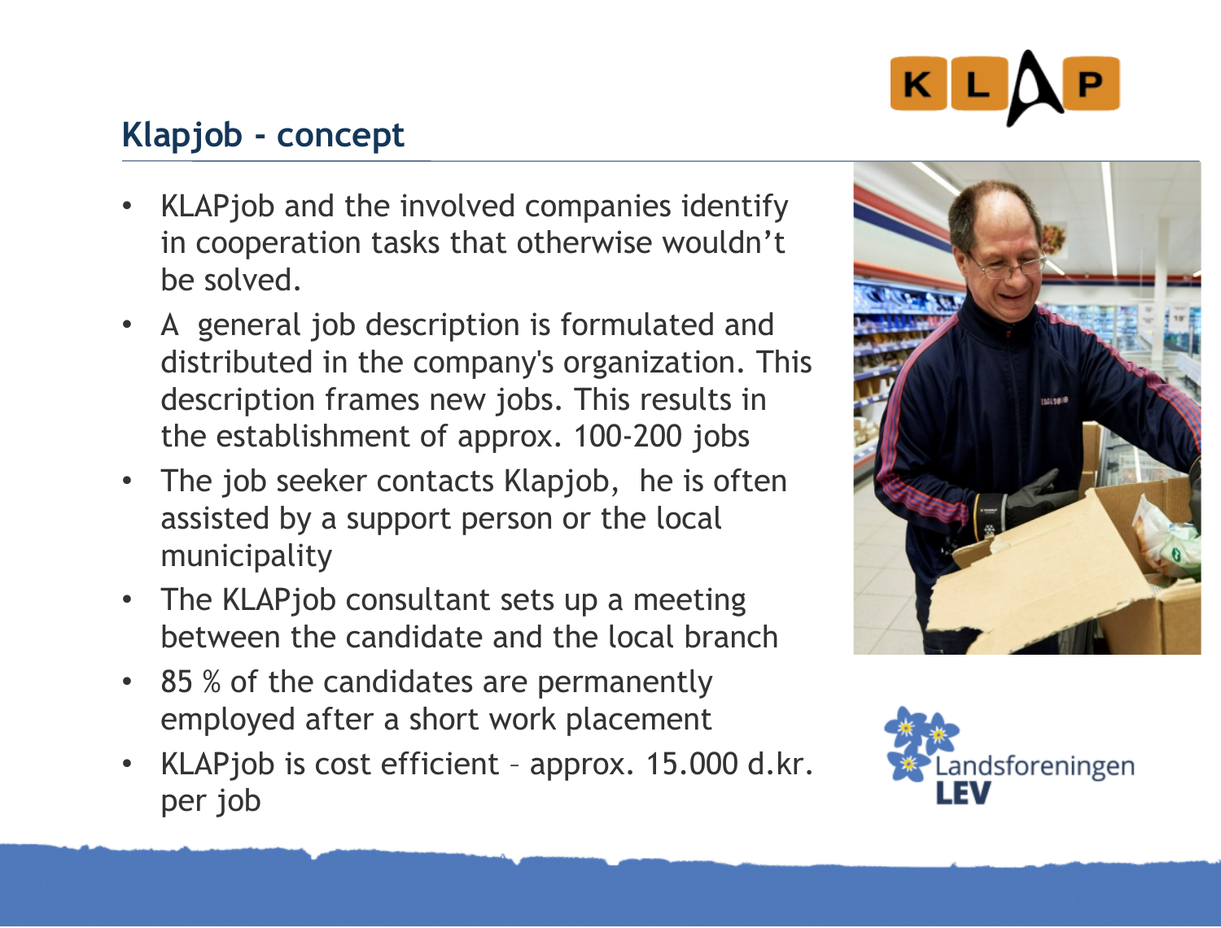## Klapjob - concept

- KLAPjob and the involved companies identify in cooperation tasks that otherwise wouldn't be solved.
- A general job description is formulated and distributed in the company's organization. This description frames new jobs. This results in the establishment of approx. 100-200 jobs
- The job seeker contacts Klapjob, he is often assisted by a support person or the local municipality
- The KLAPjob consultant sets up a meeting between the candidate and the local branch
- 85 % of the candidates are permanently employed after a short work placement
- KLAPjob is cost efficient – approx. 15.000 d.kr. per job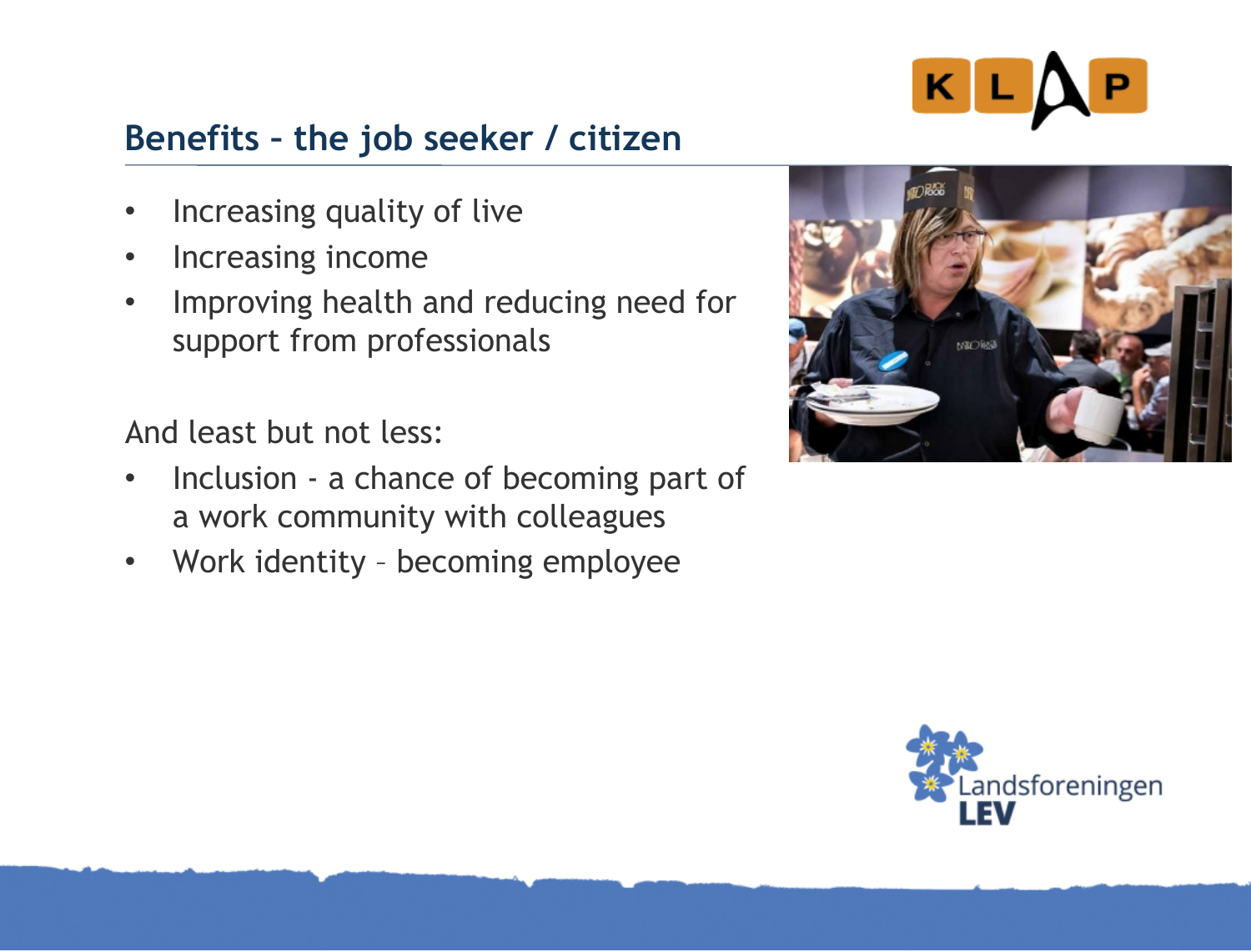## Benefits – the job seeker / citizen

- Increasing quality of live
- Increasing income
- Improving health and reducing need for support from professionals

And least but not less:

- Inclusion - a chance of becoming part of a work community with colleagues
- Work identity – becoming employee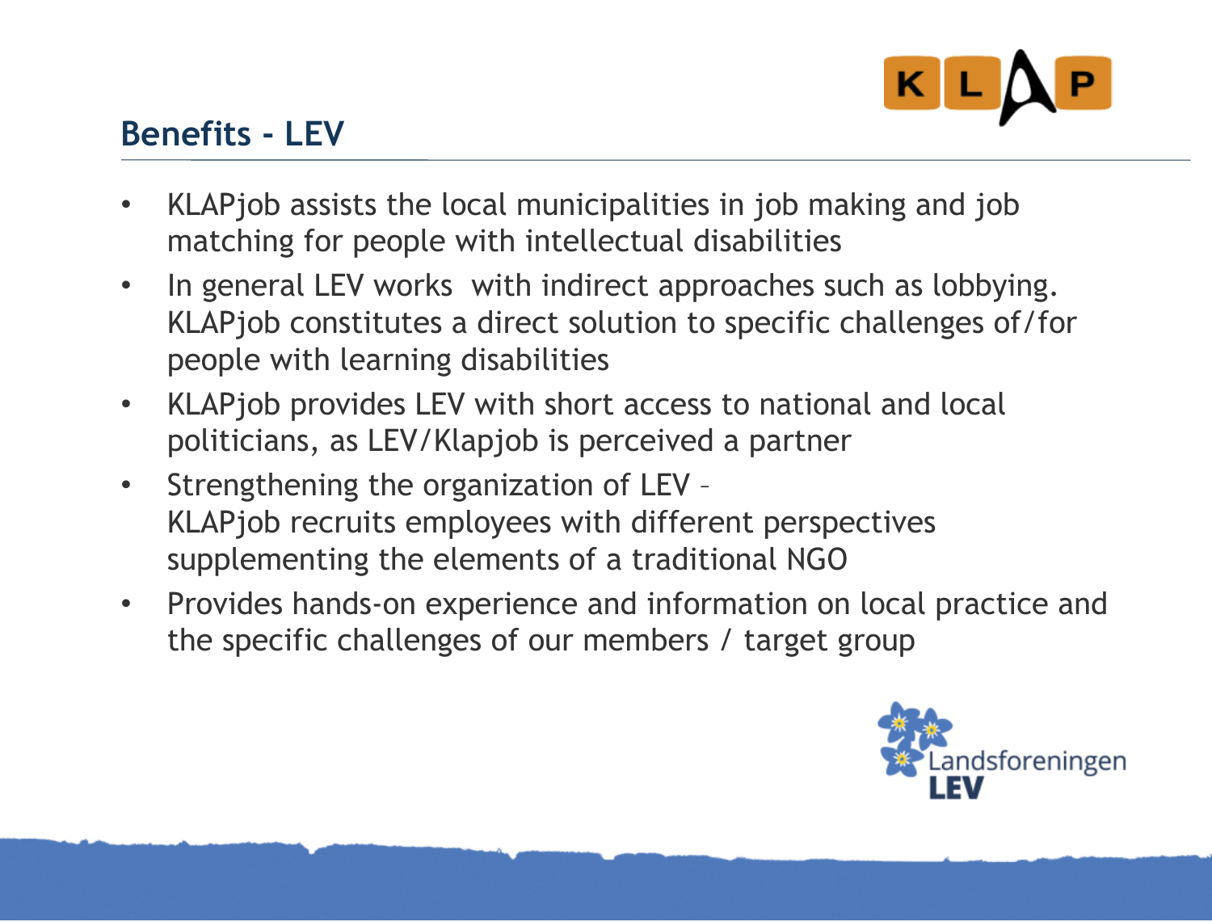## Benefits - LEV

- KLAPjob assists the local municipalities in job making and job matching for people with intellectual disabilities
- In general LEV works with indirect approaches such as lobbying. KLAPjob constitutes a direct solution to specific challenges of/for people with learning disabilities
- KLAPjob provides LEV with short access to national and local politicians, as LEV/Klapjob is perceived a partner
- Strengthening the organization of LEV – KLAPjob recruits employees with different perspectives supplementing the elements of a traditional NGO
- Provides hands-on experience and information on local practice and the specific challenges of our members / target group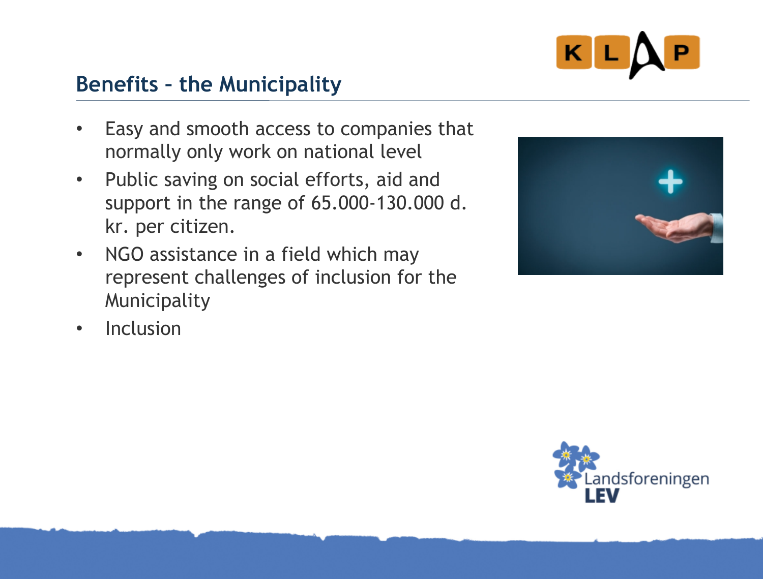## Benefits – the Municipality

- Easy and smooth access to companies that normally only work on national level
- Public saving on social efforts, aid and support in the range of 65.000-130.000 d. kr. per citizen.
- NGO assistance in a field which may represent challenges of inclusion for the Municipality
- Inclusion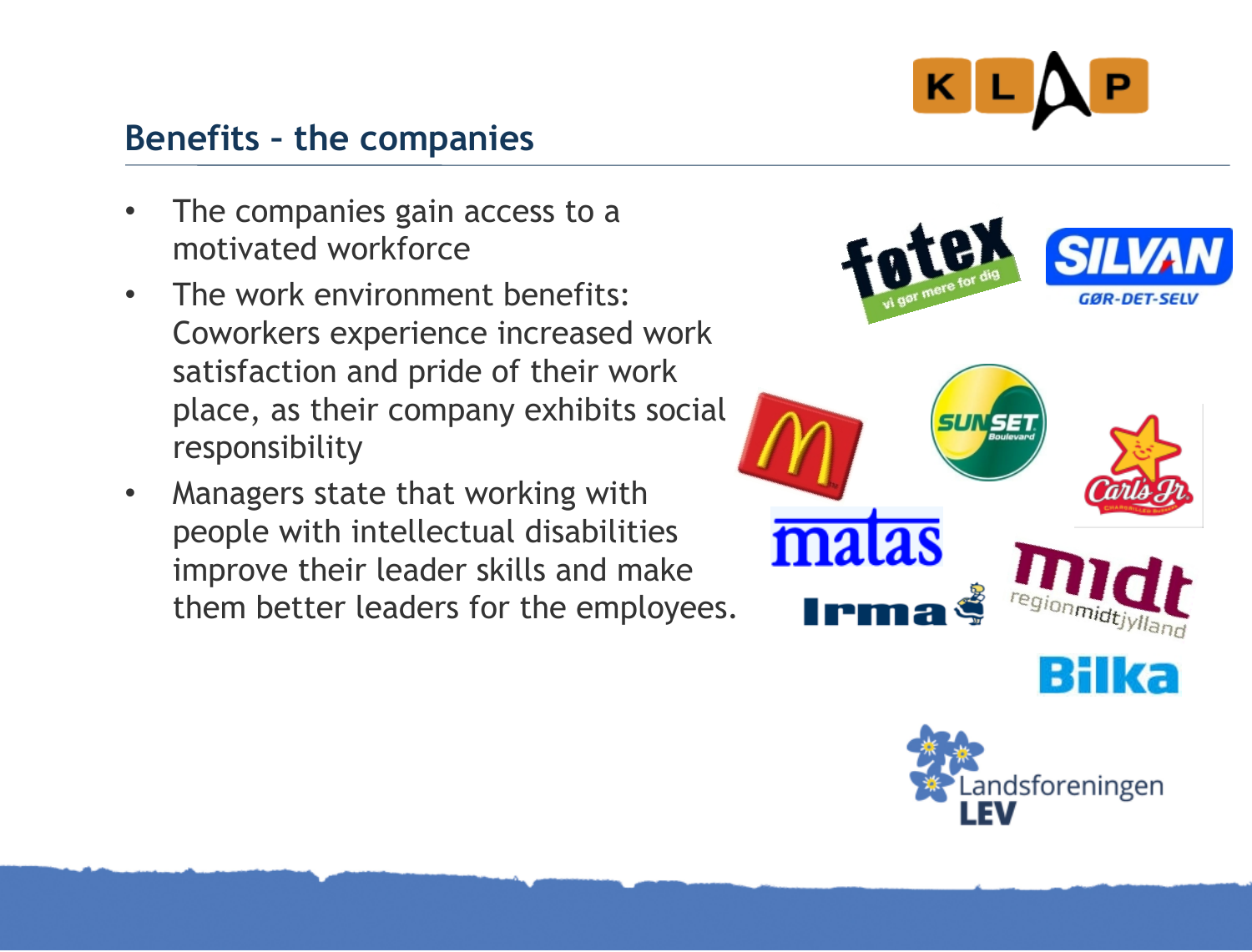## Benefits – the companies

- The companies gain access to a motivated workforce
- The work environment benefits: Coworkers experience increased work satisfaction and pride of their work place, as their company exhibits social responsibility
- Managers state that working with people with intellectual disabilities improve their leader skills and make them better leaders for the employees.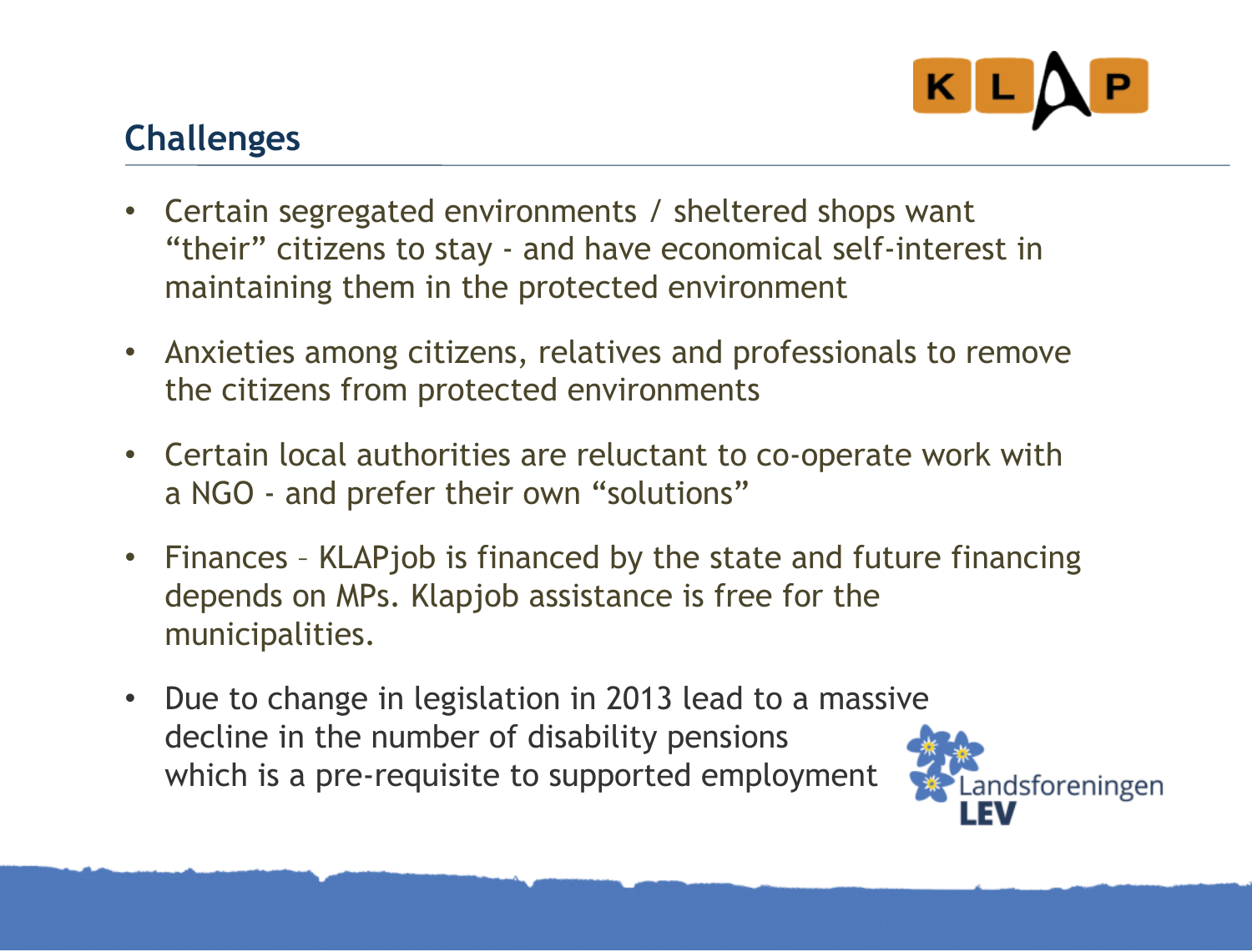## Challenges

- Certain segregated environments / sheltered shops want "their" citizens to stay - and have economical self-interest in maintaining them in the protected environment
- Anxieties among citizens, relatives and professionals to remove the citizens from protected environments
- Certain local authorities are reluctant to co-operate work with a NGO - and prefer their own "solutions"
- Finances – KLAPjob is financed by the state and future financing depends on MPs. Klapjob assistance is free for the municipalities.
- Due to change in legislation in 2013 lead to a massive decline in the number of disability pensions which is a pre-requisite to supported employment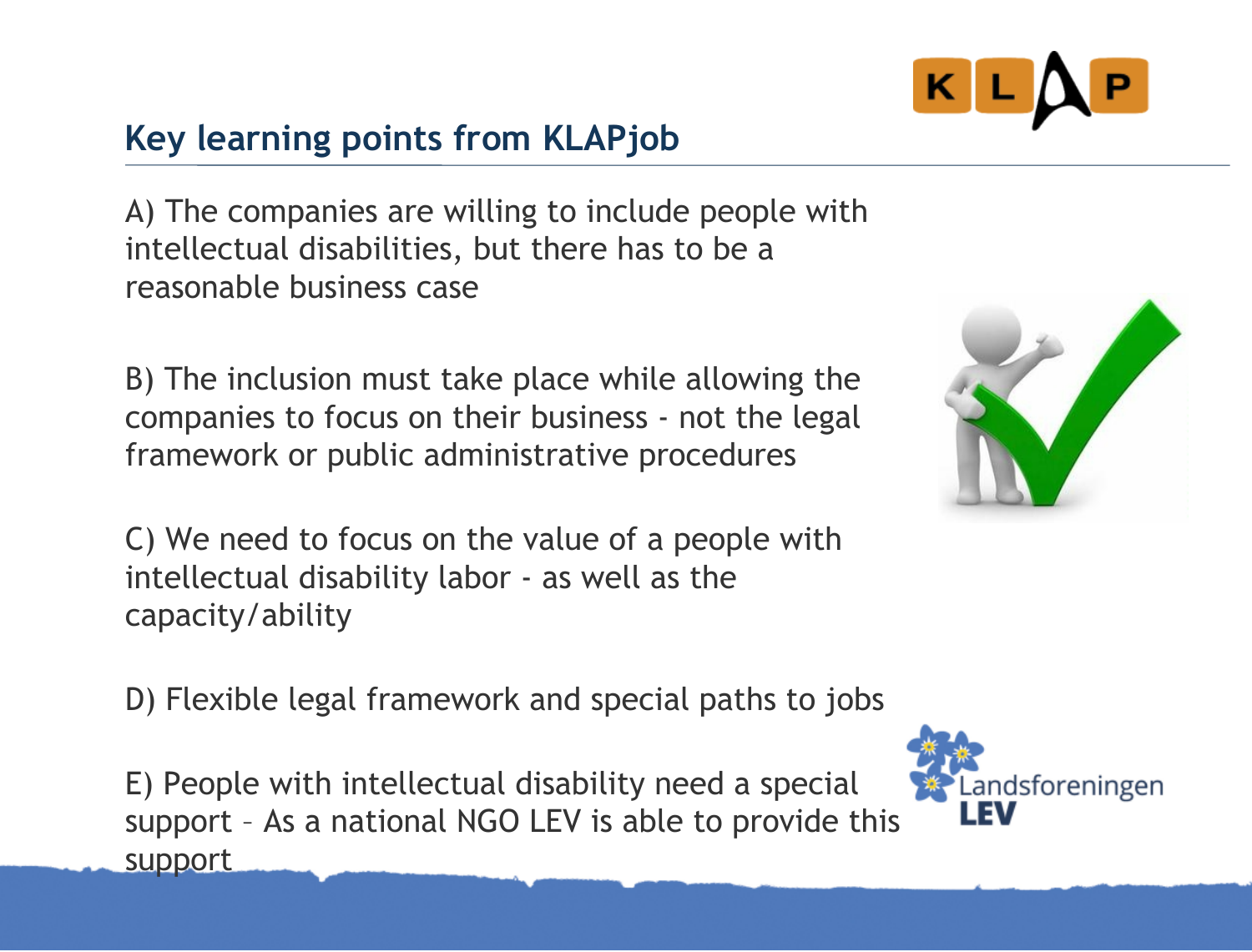## Key learning points from KLAPjob

A) The companies are willing to include people with intellectual disabilities, but there has to be a reasonable business case

B) The inclusion must take place while allowing the companies to focus on their business - not the legal framework or public administrative procedures

C) We need to focus on the value of a people with intellectual disability labor - as well as the capacity/ability

D) Flexible legal framework and special paths to jobs

E) People with intellectual disability need a special support – As a national NGO LEV is able to provide this support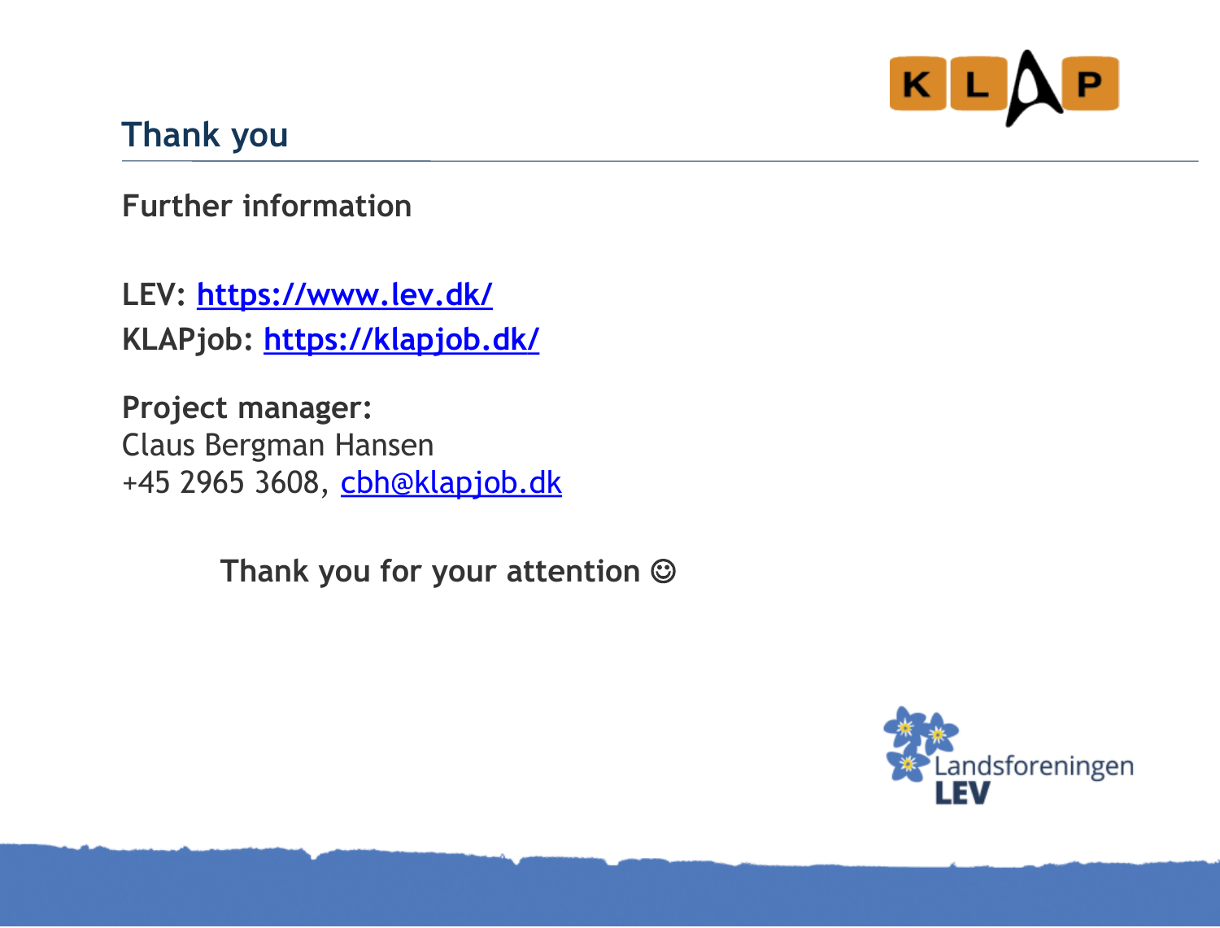## Thank you

**Further information**

**LEV:** [https://www.lev.dk/](https://www.lev.dk/)
**KLAPjob:** [https://klapjob.dk/](https://klapjob.dk/)

**Project manager:**
Claus Bergman Hansen
+45 2965 3608, [cbh@klapjob.dk](mailto:cbh@klapjob.dk)

**Thank you for your attention ☺**